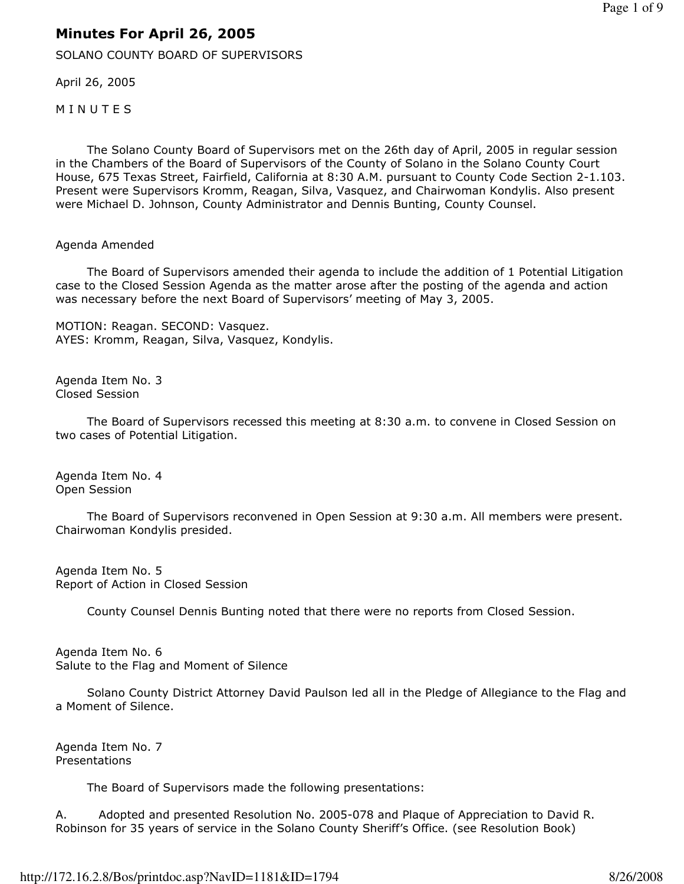# Minutes For April 26, 2005

SOLANO COUNTY BOARD OF SUPERVISORS

April 26, 2005

M I N U T E S

The Solano County Board of Supervisors met on the 26th day of April, 2005 in regular session in the Chambers of the Board of Supervisors of the County of Solano in the Solano County Court House, 675 Texas Street, Fairfield, California at 8:30 A.M. pursuant to County Code Section 2-1.103. Present were Supervisors Kromm, Reagan, Silva, Vasquez, and Chairwoman Kondylis. Also present were Michael D. Johnson, County Administrator and Dennis Bunting, County Counsel.

Agenda Amended

The Board of Supervisors amended their agenda to include the addition of 1 Potential Litigation case to the Closed Session Agenda as the matter arose after the posting of the agenda and action was necessary before the next Board of Supervisors' meeting of May 3, 2005.

MOTION: Reagan. SECOND: Vasquez.
AYES: Kromm, Reagan, Silva, Vasquez, Kondylis.

Agenda Item No. 3
Closed Session

The Board of Supervisors recessed this meeting at 8:30 a.m. to convene in Closed Session on two cases of Potential Litigation.

Agenda Item No. 4
Open Session

The Board of Supervisors reconvened in Open Session at 9:30 a.m. All members were present. Chairwoman Kondylis presided.

Agenda Item No. 5
Report of Action in Closed Session

County Counsel Dennis Bunting noted that there were no reports from Closed Session.

Agenda Item No. 6
Salute to the Flag and Moment of Silence

Solano County District Attorney David Paulson led all in the Pledge of Allegiance to the Flag and a Moment of Silence.

Agenda Item No. 7
Presentations

The Board of Supervisors made the following presentations:

A. Adopted and presented Resolution No. 2005-078 and Plaque of Appreciation to David R. Robinson for 35 years of service in the Solano County Sheriff's Office. (see Resolution Book)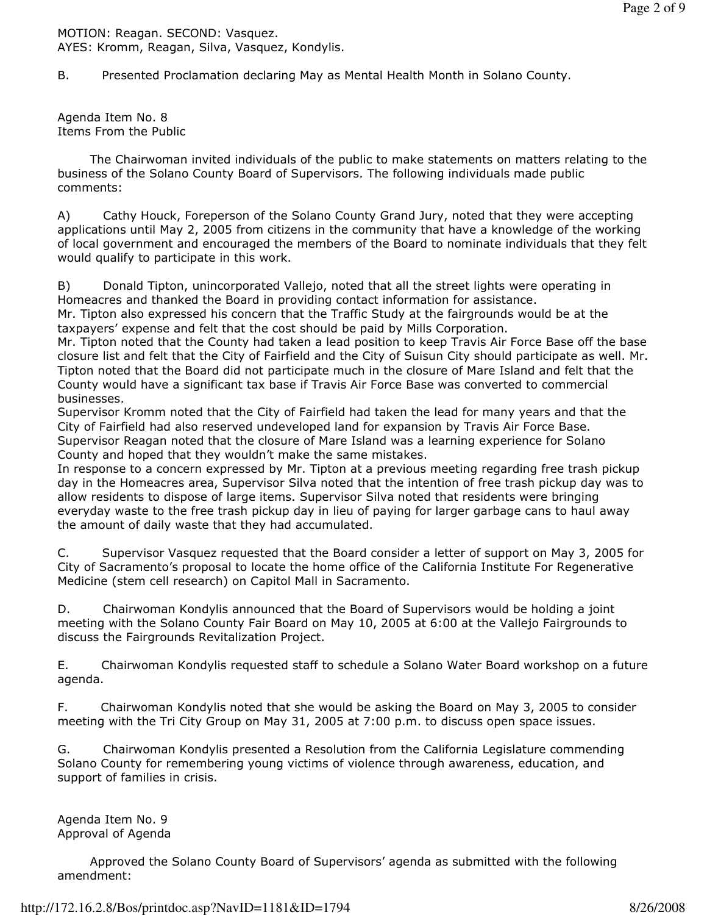MOTION: Reagan. SECOND: Vasquez.
AYES: Kromm, Reagan, Silva, Vasquez, Kondylis.

B. Presented Proclamation declaring May as Mental Health Month in Solano County.

Agenda Item No. 8
Items From the Public

The Chairwoman invited individuals of the public to make statements on matters relating to the business of the Solano County Board of Supervisors. The following individuals made public comments:

A) Cathy Houck, Foreperson of the Solano County Grand Jury, noted that they were accepting applications until May 2, 2005 from citizens in the community that have a knowledge of the working of local government and encouraged the members of the Board to nominate individuals that they felt would qualify to participate in this work.

B) Donald Tipton, unincorporated Vallejo, noted that all the street lights were operating in Homeacres and thanked the Board in providing contact information for assistance.
Mr. Tipton also expressed his concern that the Traffic Study at the fairgrounds would be at the taxpayers' expense and felt that the cost should be paid by Mills Corporation.
Mr. Tipton noted that the County had taken a lead position to keep Travis Air Force Base off the base closure list and felt that the City of Fairfield and the City of Suisun City should participate as well. Mr. Tipton noted that the Board did not participate much in the closure of Mare Island and felt that the County would have a significant tax base if Travis Air Force Base was converted to commercial businesses.
Supervisor Kromm noted that the City of Fairfield had taken the lead for many years and that the City of Fairfield had also reserved undeveloped land for expansion by Travis Air Force Base.
Supervisor Reagan noted that the closure of Mare Island was a learning experience for Solano County and hoped that they wouldn't make the same mistakes.
In response to a concern expressed by Mr. Tipton at a previous meeting regarding free trash pickup day in the Homeacres area, Supervisor Silva noted that the intention of free trash pickup day was to allow residents to dispose of large items. Supervisor Silva noted that residents were bringing everyday waste to the free trash pickup day in lieu of paying for larger garbage cans to haul away the amount of daily waste that they had accumulated.

C. Supervisor Vasquez requested that the Board consider a letter of support on May 3, 2005 for City of Sacramento's proposal to locate the home office of the California Institute For Regenerative Medicine (stem cell research) on Capitol Mall in Sacramento.

D. Chairwoman Kondylis announced that the Board of Supervisors would be holding a joint meeting with the Solano County Fair Board on May 10, 2005 at 6:00 at the Vallejo Fairgrounds to discuss the Fairgrounds Revitalization Project.

E. Chairwoman Kondylis requested staff to schedule a Solano Water Board workshop on a future agenda.

F. Chairwoman Kondylis noted that she would be asking the Board on May 3, 2005 to consider meeting with the Tri City Group on May 31, 2005 at 7:00 p.m. to discuss open space issues.

G. Chairwoman Kondylis presented a Resolution from the California Legislature commending Solano County for remembering young victims of violence through awareness, education, and support of families in crisis.

Agenda Item No. 9
Approval of Agenda

Approved the Solano County Board of Supervisors' agenda as submitted with the following amendment: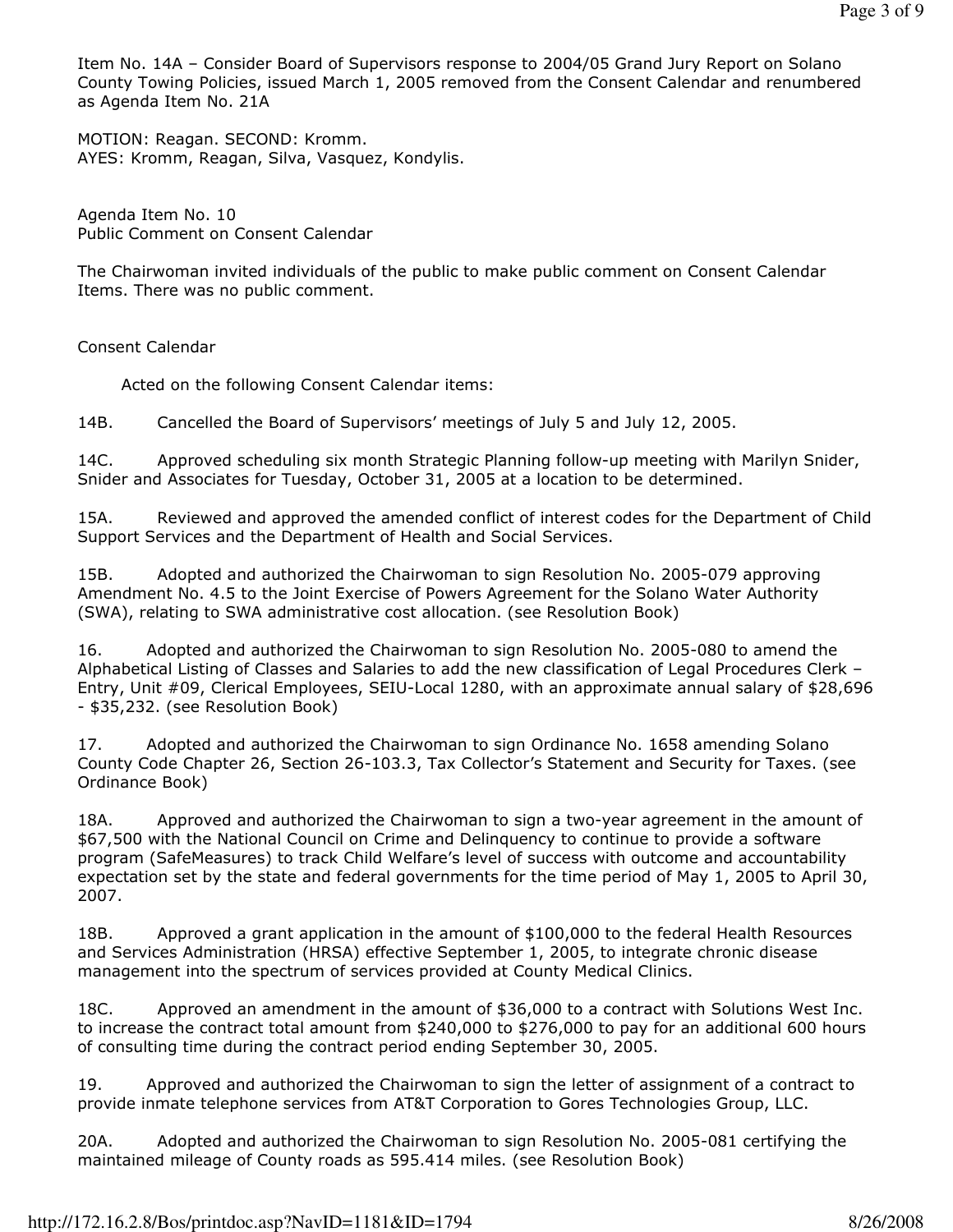Item No. 14A – Consider Board of Supervisors response to 2004/05 Grand Jury Report on Solano County Towing Policies, issued March 1, 2005 removed from the Consent Calendar and renumbered as Agenda Item No. 21A

MOTION: Reagan. SECOND: Kromm.
AYES: Kromm, Reagan, Silva, Vasquez, Kondylis.

Agenda Item No. 10
Public Comment on Consent Calendar

The Chairwoman invited individuals of the public to make public comment on Consent Calendar Items. There was no public comment.

Consent Calendar

Acted on the following Consent Calendar items:

14B. Cancelled the Board of Supervisors' meetings of July 5 and July 12, 2005.

14C. Approved scheduling six month Strategic Planning follow-up meeting with Marilyn Snider, Snider and Associates for Tuesday, October 31, 2005 at a location to be determined.

15A. Reviewed and approved the amended conflict of interest codes for the Department of Child Support Services and the Department of Health and Social Services.

15B. Adopted and authorized the Chairwoman to sign Resolution No. 2005-079 approving Amendment No. 4.5 to the Joint Exercise of Powers Agreement for the Solano Water Authority (SWA), relating to SWA administrative cost allocation. (see Resolution Book)

16. Adopted and authorized the Chairwoman to sign Resolution No. 2005-080 to amend the Alphabetical Listing of Classes and Salaries to add the new classification of Legal Procedures Clerk – Entry, Unit #09, Clerical Employees, SEIU-Local 1280, with an approximate annual salary of $28,696 - $35,232. (see Resolution Book)

17. Adopted and authorized the Chairwoman to sign Ordinance No. 1658 amending Solano County Code Chapter 26, Section 26-103.3, Tax Collector's Statement and Security for Taxes. (see Ordinance Book)

18A. Approved and authorized the Chairwoman to sign a two-year agreement in the amount of $67,500 with the National Council on Crime and Delinquency to continue to provide a software program (SafeMeasures) to track Child Welfare's level of success with outcome and accountability expectation set by the state and federal governments for the time period of May 1, 2005 to April 30, 2007.

18B. Approved a grant application in the amount of $100,000 to the federal Health Resources and Services Administration (HRSA) effective September 1, 2005, to integrate chronic disease management into the spectrum of services provided at County Medical Clinics.

18C. Approved an amendment in the amount of $36,000 to a contract with Solutions West Inc. to increase the contract total amount from $240,000 to $276,000 to pay for an additional 600 hours of consulting time during the contract period ending September 30, 2005.

19. Approved and authorized the Chairwoman to sign the letter of assignment of a contract to provide inmate telephone services from AT&T Corporation to Gores Technologies Group, LLC.

20A. Adopted and authorized the Chairwoman to sign Resolution No. 2005-081 certifying the maintained mileage of County roads as 595.414 miles. (see Resolution Book)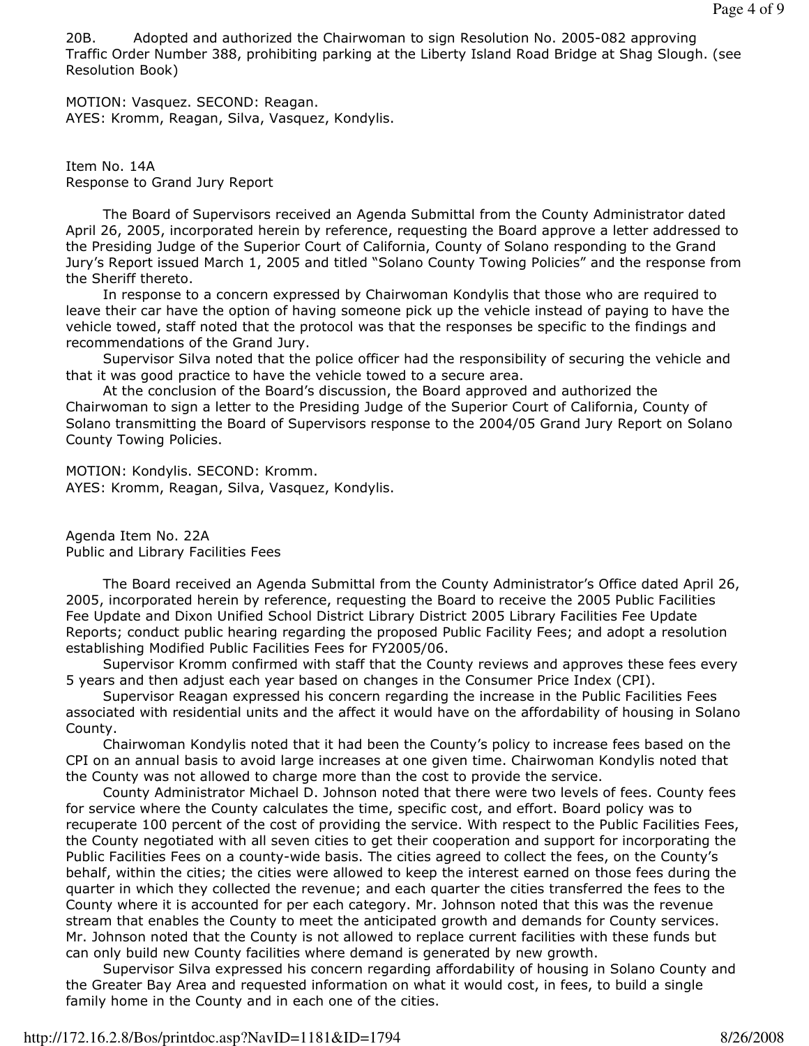20B. Adopted and authorized the Chairwoman to sign Resolution No. 2005-082 approving Traffic Order Number 388, prohibiting parking at the Liberty Island Road Bridge at Shag Slough. (see Resolution Book)

MOTION: Vasquez. SECOND: Reagan.
AYES: Kromm, Reagan, Silva, Vasquez, Kondylis.

Item No. 14A
Response to Grand Jury Report

The Board of Supervisors received an Agenda Submittal from the County Administrator dated April 26, 2005, incorporated herein by reference, requesting the Board approve a letter addressed to the Presiding Judge of the Superior Court of California, County of Solano responding to the Grand Jury's Report issued March 1, 2005 and titled "Solano County Towing Policies" and the response from the Sheriff thereto.

In response to a concern expressed by Chairwoman Kondylis that those who are required to leave their car have the option of having someone pick up the vehicle instead of paying to have the vehicle towed, staff noted that the protocol was that the responses be specific to the findings and recommendations of the Grand Jury.

Supervisor Silva noted that the police officer had the responsibility of securing the vehicle and that it was good practice to have the vehicle towed to a secure area.

At the conclusion of the Board's discussion, the Board approved and authorized the Chairwoman to sign a letter to the Presiding Judge of the Superior Court of California, County of Solano transmitting the Board of Supervisors response to the 2004/05 Grand Jury Report on Solano County Towing Policies.

MOTION: Kondylis. SECOND: Kromm.
AYES: Kromm, Reagan, Silva, Vasquez, Kondylis.

Agenda Item No. 22A
Public and Library Facilities Fees

The Board received an Agenda Submittal from the County Administrator's Office dated April 26, 2005, incorporated herein by reference, requesting the Board to receive the 2005 Public Facilities Fee Update and Dixon Unified School District Library District 2005 Library Facilities Fee Update Reports; conduct public hearing regarding the proposed Public Facility Fees; and adopt a resolution establishing Modified Public Facilities Fees for FY2005/06.

Supervisor Kromm confirmed with staff that the County reviews and approves these fees every 5 years and then adjust each year based on changes in the Consumer Price Index (CPI).

Supervisor Reagan expressed his concern regarding the increase in the Public Facilities Fees associated with residential units and the affect it would have on the affordability of housing in Solano County.

Chairwoman Kondylis noted that it had been the County's policy to increase fees based on the CPI on an annual basis to avoid large increases at one given time. Chairwoman Kondylis noted that the County was not allowed to charge more than the cost to provide the service.

County Administrator Michael D. Johnson noted that there were two levels of fees. County fees for service where the County calculates the time, specific cost, and effort. Board policy was to recuperate 100 percent of the cost of providing the service. With respect to the Public Facilities Fees, the County negotiated with all seven cities to get their cooperation and support for incorporating the Public Facilities Fees on a county-wide basis. The cities agreed to collect the fees, on the County's behalf, within the cities; the cities were allowed to keep the interest earned on those fees during the quarter in which they collected the revenue; and each quarter the cities transferred the fees to the County where it is accounted for per each category. Mr. Johnson noted that this was the revenue stream that enables the County to meet the anticipated growth and demands for County services. Mr. Johnson noted that the County is not allowed to replace current facilities with these funds but can only build new County facilities where demand is generated by new growth.

Supervisor Silva expressed his concern regarding affordability of housing in Solano County and the Greater Bay Area and requested information on what it would cost, in fees, to build a single family home in the County and in each one of the cities.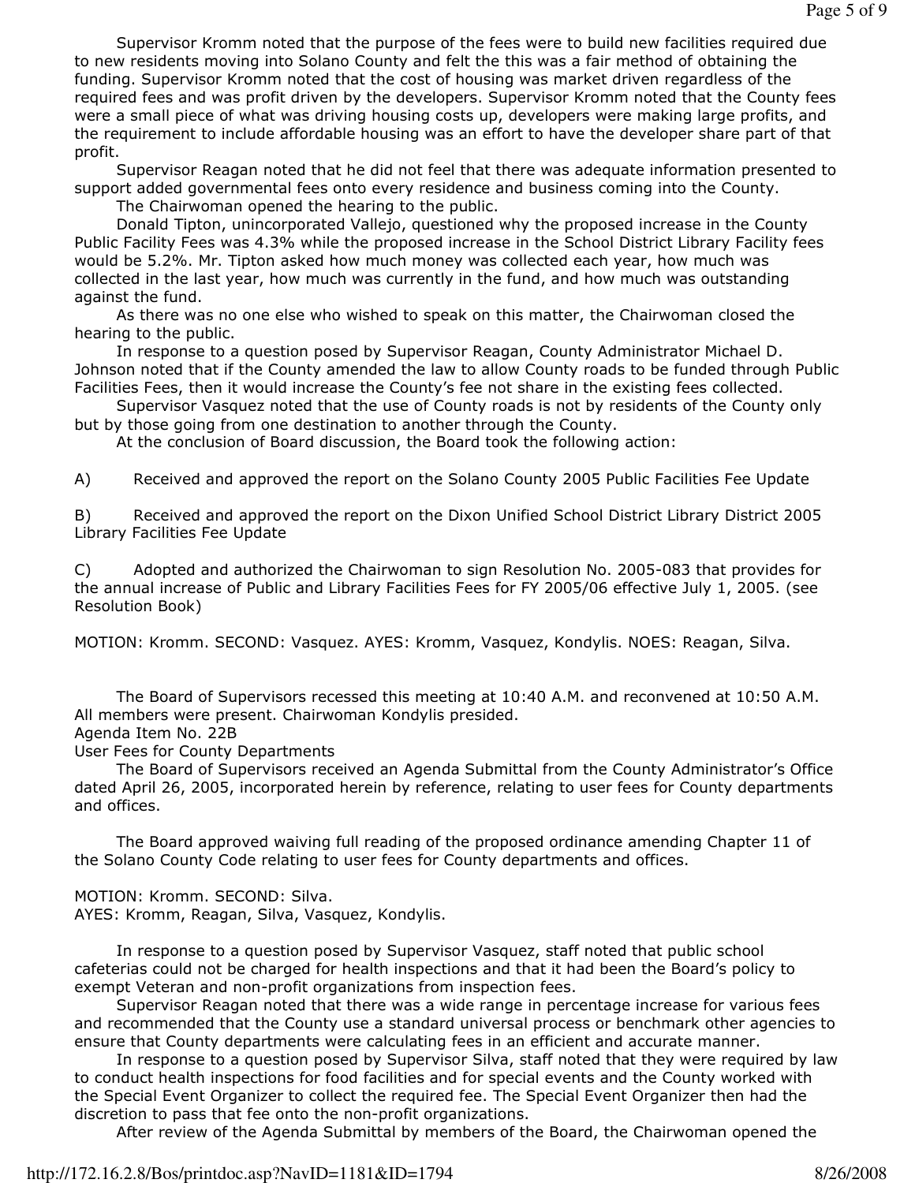Supervisor Kromm noted that the purpose of the fees were to build new facilities required due to new residents moving into Solano County and felt the this was a fair method of obtaining the funding. Supervisor Kromm noted that the cost of housing was market driven regardless of the required fees and was profit driven by the developers. Supervisor Kromm noted that the County fees were a small piece of what was driving housing costs up, developers were making large profits, and the requirement to include affordable housing was an effort to have the developer share part of that profit.

Supervisor Reagan noted that he did not feel that there was adequate information presented to support added governmental fees onto every residence and business coming into the County.

The Chairwoman opened the hearing to the public.

Donald Tipton, unincorporated Vallejo, questioned why the proposed increase in the County Public Facility Fees was 4.3% while the proposed increase in the School District Library Facility fees would be 5.2%. Mr. Tipton asked how much money was collected each year, how much was collected in the last year, how much was currently in the fund, and how much was outstanding against the fund.

As there was no one else who wished to speak on this matter, the Chairwoman closed the hearing to the public.

In response to a question posed by Supervisor Reagan, County Administrator Michael D. Johnson noted that if the County amended the law to allow County roads to be funded through Public Facilities Fees, then it would increase the County's fee not share in the existing fees collected.

Supervisor Vasquez noted that the use of County roads is not by residents of the County only but by those going from one destination to another through the County.

At the conclusion of Board discussion, the Board took the following action:

A) Received and approved the report on the Solano County 2005 Public Facilities Fee Update

B) Received and approved the report on the Dixon Unified School District Library District 2005 Library Facilities Fee Update

C) Adopted and authorized the Chairwoman to sign Resolution No. 2005-083 that provides for the annual increase of Public and Library Facilities Fees for FY 2005/06 effective July 1, 2005. (see Resolution Book)

MOTION: Kromm. SECOND: Vasquez. AYES: Kromm, Vasquez, Kondylis. NOES: Reagan, Silva.

The Board of Supervisors recessed this meeting at 10:40 A.M. and reconvened at 10:50 A.M. All members were present. Chairwoman Kondylis presided.

Agenda Item No. 22B

User Fees for County Departments

The Board of Supervisors received an Agenda Submittal from the County Administrator's Office dated April 26, 2005, incorporated herein by reference, relating to user fees for County departments and offices.

The Board approved waiving full reading of the proposed ordinance amending Chapter 11 of the Solano County Code relating to user fees for County departments and offices.

MOTION: Kromm. SECOND: Silva.
AYES: Kromm, Reagan, Silva, Vasquez, Kondylis.

In response to a question posed by Supervisor Vasquez, staff noted that public school cafeterias could not be charged for health inspections and that it had been the Board's policy to exempt Veteran and non-profit organizations from inspection fees.

Supervisor Reagan noted that there was a wide range in percentage increase for various fees and recommended that the County use a standard universal process or benchmark other agencies to ensure that County departments were calculating fees in an efficient and accurate manner.

In response to a question posed by Supervisor Silva, staff noted that they were required by law to conduct health inspections for food facilities and for special events and the County worked with the Special Event Organizer to collect the required fee. The Special Event Organizer then had the discretion to pass that fee onto the non-profit organizations.

After review of the Agenda Submittal by members of the Board, the Chairwoman opened the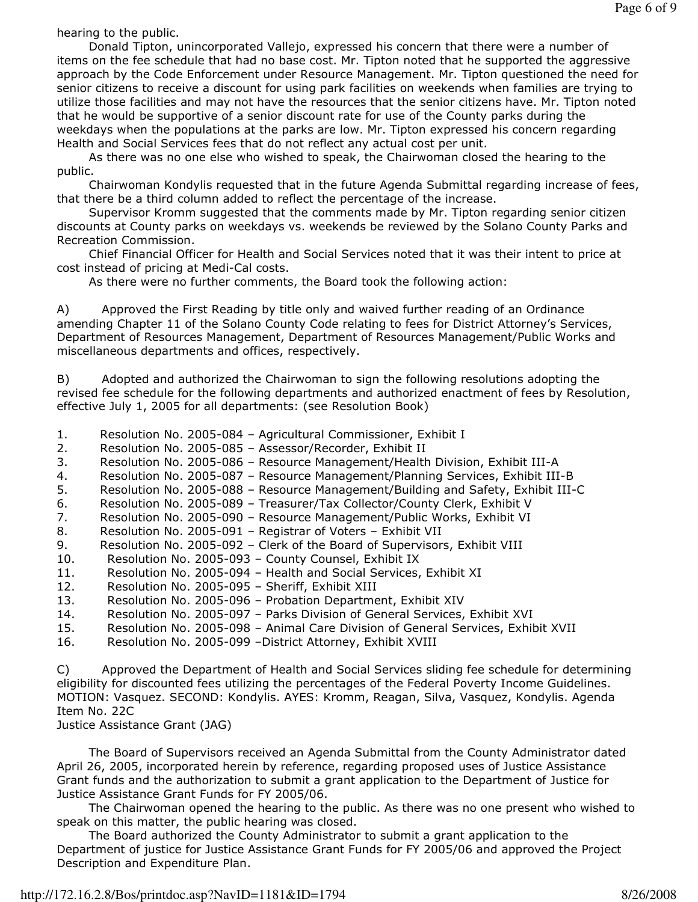hearing to the public.

Donald Tipton, unincorporated Vallejo, expressed his concern that there were a number of items on the fee schedule that had no base cost. Mr. Tipton noted that he supported the aggressive approach by the Code Enforcement under Resource Management. Mr. Tipton questioned the need for senior citizens to receive a discount for using park facilities on weekends when families are trying to utilize those facilities and may not have the resources that the senior citizens have. Mr. Tipton noted that he would be supportive of a senior discount rate for use of the County parks during the weekdays when the populations at the parks are low. Mr. Tipton expressed his concern regarding Health and Social Services fees that do not reflect any actual cost per unit.

As there was no one else who wished to speak, the Chairwoman closed the hearing to the public.

Chairwoman Kondylis requested that in the future Agenda Submittal regarding increase of fees, that there be a third column added to reflect the percentage of the increase.

Supervisor Kromm suggested that the comments made by Mr. Tipton regarding senior citizen discounts at County parks on weekdays vs. weekends be reviewed by the Solano County Parks and Recreation Commission.

Chief Financial Officer for Health and Social Services noted that it was their intent to price at cost instead of pricing at Medi-Cal costs.

As there were no further comments, the Board took the following action:

A) Approved the First Reading by title only and waived further reading of an Ordinance amending Chapter 11 of the Solano County Code relating to fees for District Attorney's Services, Department of Resources Management, Department of Resources Management/Public Works and miscellaneous departments and offices, respectively.

B) Adopted and authorized the Chairwoman to sign the following resolutions adopting the revised fee schedule for the following departments and authorized enactment of fees by Resolution, effective July 1, 2005 for all departments: (see Resolution Book)

1. Resolution No. 2005-084 – Agricultural Commissioner, Exhibit I
2. Resolution No. 2005-085 – Assessor/Recorder, Exhibit II
3. Resolution No. 2005-086 – Resource Management/Health Division, Exhibit III-A
4. Resolution No. 2005-087 – Resource Management/Planning Services, Exhibit III-B
5. Resolution No. 2005-088 – Resource Management/Building and Safety, Exhibit III-C
6. Resolution No. 2005-089 – Treasurer/Tax Collector/County Clerk, Exhibit V
7. Resolution No. 2005-090 – Resource Management/Public Works, Exhibit VI
8. Resolution No. 2005-091 – Registrar of Voters – Exhibit VII
9. Resolution No. 2005-092 – Clerk of the Board of Supervisors, Exhibit VIII
10. Resolution No. 2005-093 – County Counsel, Exhibit IX
11. Resolution No. 2005-094 – Health and Social Services, Exhibit XI
12. Resolution No. 2005-095 – Sheriff, Exhibit XIII
13. Resolution No. 2005-096 – Probation Department, Exhibit XIV
14. Resolution No. 2005-097 – Parks Division of General Services, Exhibit XVI
15. Resolution No. 2005-098 – Animal Care Division of General Services, Exhibit XVII
16. Resolution No. 2005-099 –District Attorney, Exhibit XVIII

C) Approved the Department of Health and Social Services sliding fee schedule for determining eligibility for discounted fees utilizing the percentages of the Federal Poverty Income Guidelines. MOTION: Vasquez. SECOND: Kondylis. AYES: Kromm, Reagan, Silva, Vasquez, Kondylis. Agenda Item No. 22C

Justice Assistance Grant (JAG)

The Board of Supervisors received an Agenda Submittal from the County Administrator dated April 26, 2005, incorporated herein by reference, regarding proposed uses of Justice Assistance Grant funds and the authorization to submit a grant application to the Department of Justice for Justice Assistance Grant Funds for FY 2005/06.

The Chairwoman opened the hearing to the public. As there was no one present who wished to speak on this matter, the public hearing was closed.

The Board authorized the County Administrator to submit a grant application to the Department of justice for Justice Assistance Grant Funds for FY 2005/06 and approved the Project Description and Expenditure Plan.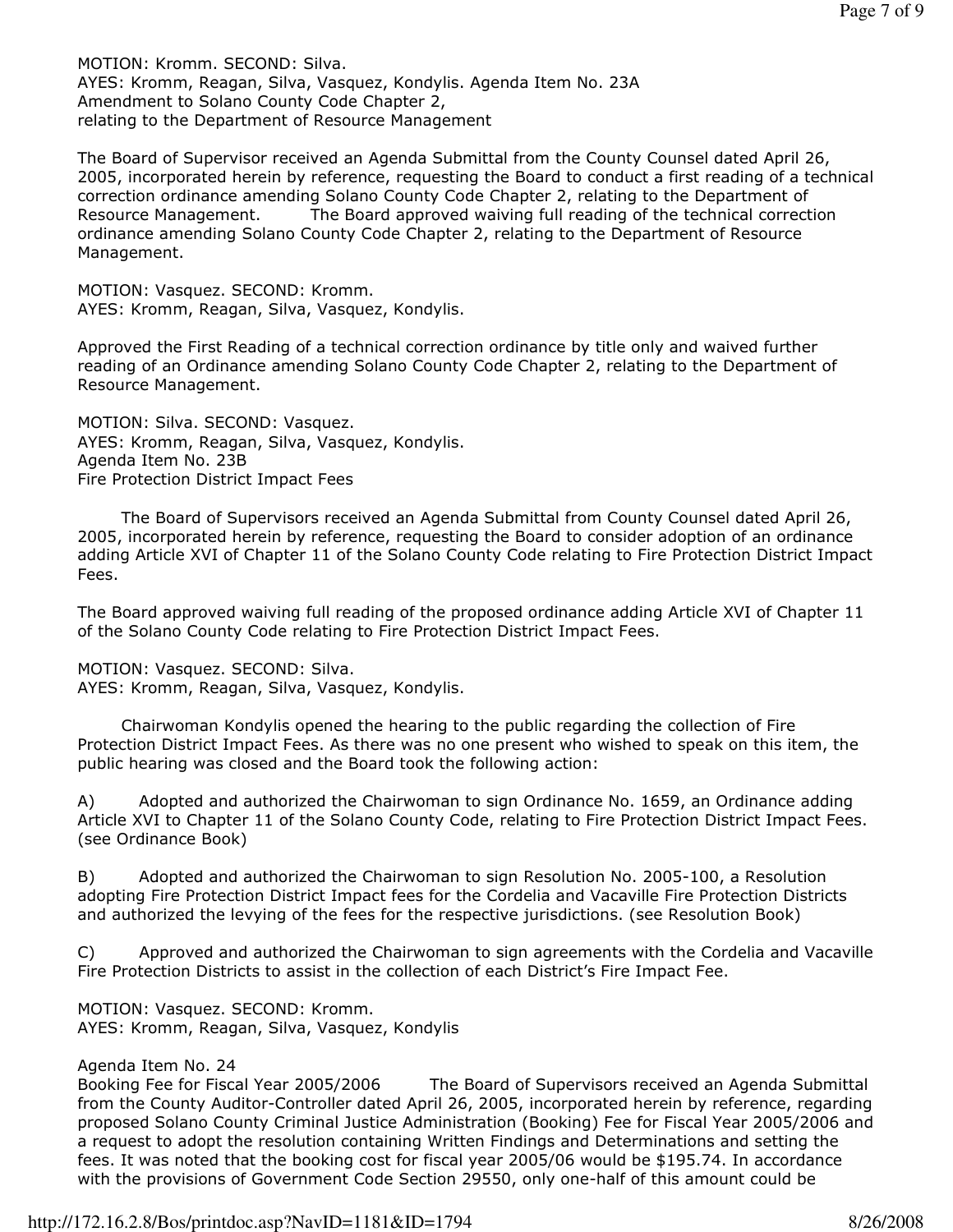MOTION: Kromm. SECOND: Silva.
AYES: Kromm, Reagan, Silva, Vasquez, Kondylis. Agenda Item No. 23A
Amendment to Solano County Code Chapter 2,
relating to the Department of Resource Management

The Board of Supervisor received an Agenda Submittal from the County Counsel dated April 26, 2005, incorporated herein by reference, requesting the Board to conduct a first reading of a technical correction ordinance amending Solano County Code Chapter 2, relating to the Department of Resource Management. The Board approved waiving full reading of the technical correction ordinance amending Solano County Code Chapter 2, relating to the Department of Resource Management.

MOTION: Vasquez. SECOND: Kromm.
AYES: Kromm, Reagan, Silva, Vasquez, Kondylis.

Approved the First Reading of a technical correction ordinance by title only and waived further reading of an Ordinance amending Solano County Code Chapter 2, relating to the Department of Resource Management.

MOTION: Silva. SECOND: Vasquez.
AYES: Kromm, Reagan, Silva, Vasquez, Kondylis.
Agenda Item No. 23B
Fire Protection District Impact Fees

The Board of Supervisors received an Agenda Submittal from County Counsel dated April 26, 2005, incorporated herein by reference, requesting the Board to consider adoption of an ordinance adding Article XVI of Chapter 11 of the Solano County Code relating to Fire Protection District Impact Fees.

The Board approved waiving full reading of the proposed ordinance adding Article XVI of Chapter 11 of the Solano County Code relating to Fire Protection District Impact Fees.

MOTION: Vasquez. SECOND: Silva.
AYES: Kromm, Reagan, Silva, Vasquez, Kondylis.

Chairwoman Kondylis opened the hearing to the public regarding the collection of Fire Protection District Impact Fees. As there was no one present who wished to speak on this item, the public hearing was closed and the Board took the following action:

A) Adopted and authorized the Chairwoman to sign Ordinance No. 1659, an Ordinance adding Article XVI to Chapter 11 of the Solano County Code, relating to Fire Protection District Impact Fees. (see Ordinance Book)

B) Adopted and authorized the Chairwoman to sign Resolution No. 2005-100, a Resolution adopting Fire Protection District Impact fees for the Cordelia and Vacaville Fire Protection Districts and authorized the levying of the fees for the respective jurisdictions. (see Resolution Book)

C) Approved and authorized the Chairwoman to sign agreements with the Cordelia and Vacaville Fire Protection Districts to assist in the collection of each District's Fire Impact Fee.

MOTION: Vasquez. SECOND: Kromm.
AYES: Kromm, Reagan, Silva, Vasquez, Kondylis

Agenda Item No. 24
Booking Fee for Fiscal Year 2005/2006 The Board of Supervisors received an Agenda Submittal from the County Auditor-Controller dated April 26, 2005, incorporated herein by reference, regarding proposed Solano County Criminal Justice Administration (Booking) Fee for Fiscal Year 2005/2006 and a request to adopt the resolution containing Written Findings and Determinations and setting the fees. It was noted that the booking cost for fiscal year 2005/06 would be $195.74. In accordance with the provisions of Government Code Section 29550, only one-half of this amount could be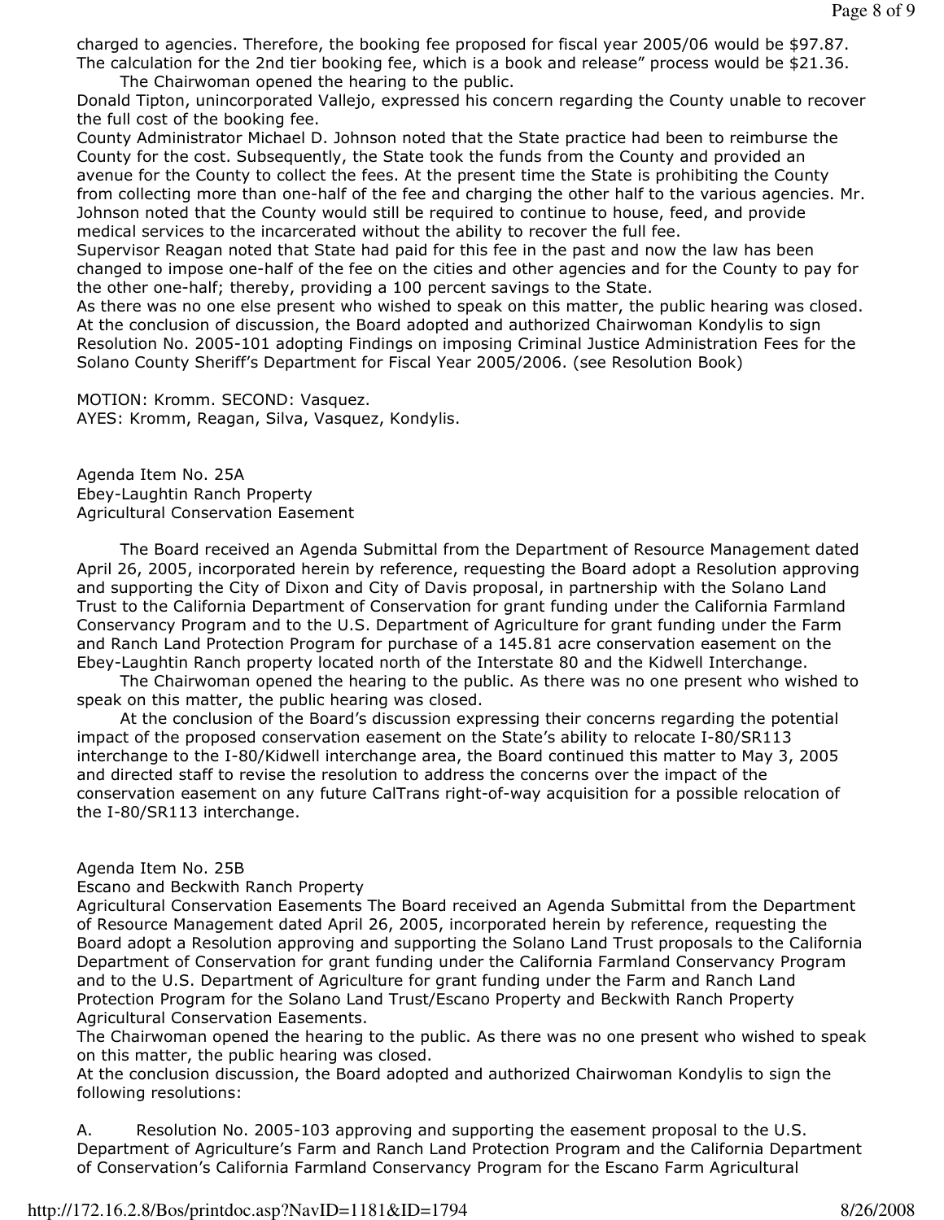charged to agencies. Therefore, the booking fee proposed for fiscal year 2005/06 would be $97.87. The calculation for the 2nd tier booking fee, which is a book and release" process would be $21.36.

The Chairwoman opened the hearing to the public.

Donald Tipton, unincorporated Vallejo, expressed his concern regarding the County unable to recover the full cost of the booking fee.

County Administrator Michael D. Johnson noted that the State practice had been to reimburse the County for the cost. Subsequently, the State took the funds from the County and provided an avenue for the County to collect the fees. At the present time the State is prohibiting the County from collecting more than one-half of the fee and charging the other half to the various agencies. Mr. Johnson noted that the County would still be required to continue to house, feed, and provide medical services to the incarcerated without the ability to recover the full fee.

Supervisor Reagan noted that State had paid for this fee in the past and now the law has been changed to impose one-half of the fee on the cities and other agencies and for the County to pay for the other one-half; thereby, providing a 100 percent savings to the State.

As there was no one else present who wished to speak on this matter, the public hearing was closed. At the conclusion of discussion, the Board adopted and authorized Chairwoman Kondylis to sign Resolution No. 2005-101 adopting Findings on imposing Criminal Justice Administration Fees for the Solano County Sheriff's Department for Fiscal Year 2005/2006. (see Resolution Book)

MOTION: Kromm. SECOND: Vasquez.
AYES: Kromm, Reagan, Silva, Vasquez, Kondylis.

Agenda Item No. 25A
Ebey-Laughtin Ranch Property
Agricultural Conservation Easement

The Board received an Agenda Submittal from the Department of Resource Management dated April 26, 2005, incorporated herein by reference, requesting the Board adopt a Resolution approving and supporting the City of Dixon and City of Davis proposal, in partnership with the Solano Land Trust to the California Department of Conservation for grant funding under the California Farmland Conservancy Program and to the U.S. Department of Agriculture for grant funding under the Farm and Ranch Land Protection Program for purchase of a 145.81 acre conservation easement on the Ebey-Laughtin Ranch property located north of the Interstate 80 and the Kidwell Interchange.

The Chairwoman opened the hearing to the public. As there was no one present who wished to speak on this matter, the public hearing was closed.

At the conclusion of the Board's discussion expressing their concerns regarding the potential impact of the proposed conservation easement on the State's ability to relocate I-80/SR113 interchange to the I-80/Kidwell interchange area, the Board continued this matter to May 3, 2005 and directed staff to revise the resolution to address the concerns over the impact of the conservation easement on any future CalTrans right-of-way acquisition for a possible relocation of the I-80/SR113 interchange.

Agenda Item No. 25B
Escano and Beckwith Ranch Property
Agricultural Conservation Easements The Board received an Agenda Submittal from the Department of Resource Management dated April 26, 2005, incorporated herein by reference, requesting the Board adopt a Resolution approving and supporting the Solano Land Trust proposals to the California Department of Conservation for grant funding under the California Farmland Conservancy Program and to the U.S. Department of Agriculture for grant funding under the Farm and Ranch Land Protection Program for the Solano Land Trust/Escano Property and Beckwith Ranch Property Agricultural Conservation Easements.

The Chairwoman opened the hearing to the public. As there was no one present who wished to speak on this matter, the public hearing was closed.

At the conclusion discussion, the Board adopted and authorized Chairwoman Kondylis to sign the following resolutions:

A. Resolution No. 2005-103 approving and supporting the easement proposal to the U.S. Department of Agriculture's Farm and Ranch Land Protection Program and the California Department of Conservation's California Farmland Conservancy Program for the Escano Farm Agricultural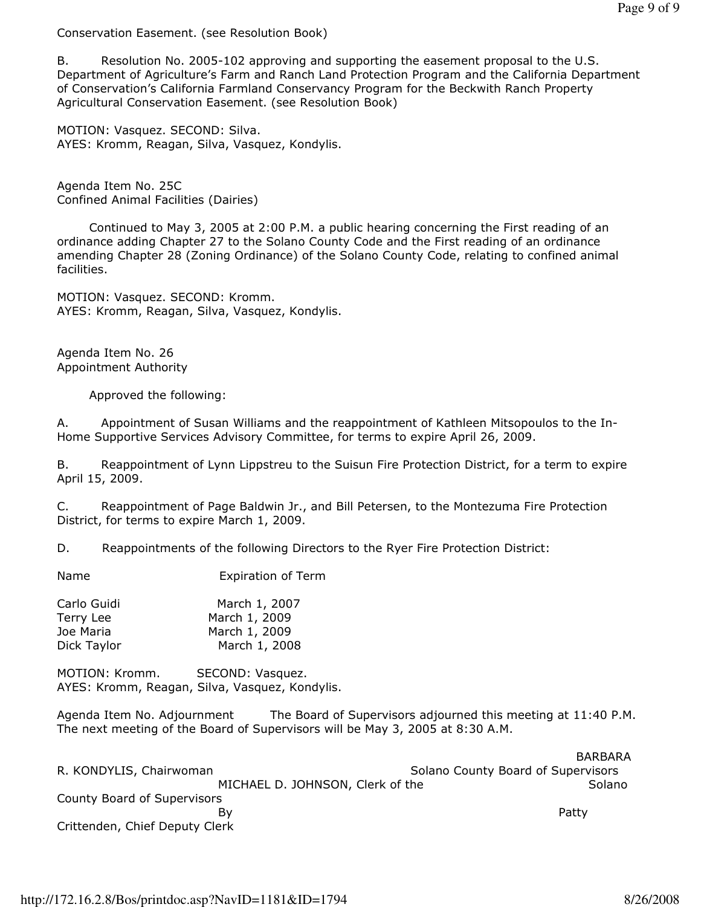Conservation Easement. (see Resolution Book)

B. Resolution No. 2005-102 approving and supporting the easement proposal to the U.S. Department of Agriculture's Farm and Ranch Land Protection Program and the California Department of Conservation's California Farmland Conservancy Program for the Beckwith Ranch Property Agricultural Conservation Easement. (see Resolution Book)

MOTION: Vasquez. SECOND: Silva.
AYES: Kromm, Reagan, Silva, Vasquez, Kondylis.

Agenda Item No. 25C
Confined Animal Facilities (Dairies)

Continued to May 3, 2005 at 2:00 P.M. a public hearing concerning the First reading of an ordinance adding Chapter 27 to the Solano County Code and the First reading of an ordinance amending Chapter 28 (Zoning Ordinance) of the Solano County Code, relating to confined animal facilities.

MOTION: Vasquez. SECOND: Kromm.
AYES: Kromm, Reagan, Silva, Vasquez, Kondylis.

Agenda Item No. 26
Appointment Authority

Approved the following:

A. Appointment of Susan Williams and the reappointment of Kathleen Mitsopoulos to the In-Home Supportive Services Advisory Committee, for terms to expire April 26, 2009.

B. Reappointment of Lynn Lippstreu to the Suisun Fire Protection District, for a term to expire April 15, 2009.

C. Reappointment of Page Baldwin Jr., and Bill Petersen, to the Montezuma Fire Protection District, for terms to expire March 1, 2009.

D. Reappointments of the following Directors to the Ryer Fire Protection District:

| Name | Expiration of Term |
|---|---|
| Carlo Guidi | March 1, 2007 |
| Terry Lee | March 1, 2009 |
| Joe Maria | March 1, 2009 |
| Dick Taylor | March 1, 2008 |

MOTION: Kromm. SECOND: Vasquez.
AYES: Kromm, Reagan, Silva, Vasquez, Kondylis.

Agenda Item No. Adjournment The Board of Supervisors adjourned this meeting at 11:40 P.M. The next meeting of the Board of Supervisors will be May 3, 2005 at 8:30 A.M.

BARBARA R. KONDYLIS, Chairwoman Solano County Board of Supervisors MICHAEL D. JOHNSON, Clerk of the Solano County Board of Supervisors By Patty Crittenden, Chief Deputy Clerk